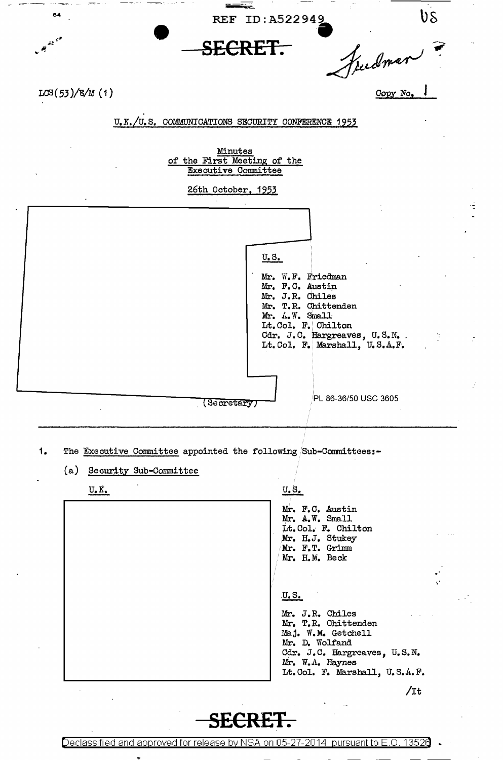REF ID:A522949

**SECRET.**

Friedman

US

LCS(53)/E/M (1)

Copy No. 1

U.K./U.S. COMMUNICATIONS SECURITY CONFERENCE 1953

Minutes
of the First Meeting of the
Executive Committee

26th October, 1953

U.S.

Mr. W.F. Friedman
Mr. F.C. Austin
Mr. J.R. Chiles
Mr. T.R. Chittenden
Mr. A.W. Small
Lt.Col. F. Chilton
Cdr. J.C. Hargreaves, U.S.N.
Lt.Col. F. Marshall, U.S.A.F.

(Secretary)

PL 86-36/50 USC 3605

---

1. The Executive Committee appointed the following Sub-Committees:-

   (a) Security Sub-Committee

| U.K. | U.S. |
|---|---|
| | Mr. F.C. Austin<br>Mr. A.W. Small<br>Lt.Col. F. Chilton<br>Mr. H.J. Stukey<br>Mr. F.T. Grimm<br>Mr. H.M. Beck |
| | **U.S.**<br>Mr. J.R. Chiles<br>Mr. T.R. Chittenden<br>Maj. W.M. Getchell<br>Mr. D. Wolfand<br>Cdr. J.C. Hargreaves, U.S.N.<br>Mr. W.A. Haynes<br>Lt.Col. F. Marshall, U.S.A.F. |

/It

**SECRET.**

Declassified and approved for release by NSA on 05-27-2014 pursuant to E.O. 13526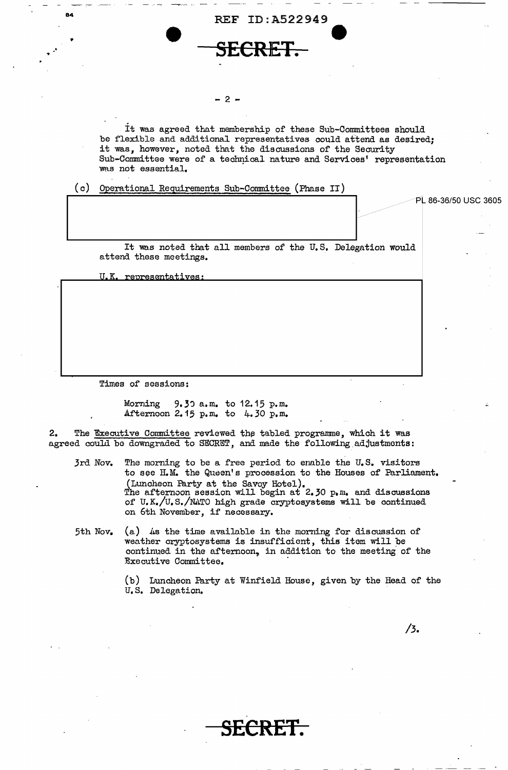REF ID:A522949

SECRET.

It was agreed that membership of these Sub-Committees should be flexible and additional representatives could attend as desired; it was, however, noted that the discussions of the Security Sub-Committee were of a technical nature and Services' representation was not essential.

(c) Operational Requirements Sub-Committee (Phase II)

PL 86-36/50 USC 3605

It was noted that all members of the U.S. Delegation would attend these meetings.

U.K. representatives:

Times of sessions:

Morning 9.30 a.m. to 12.15 p.m.
Afternoon 2.15 p.m. to 4.30 p.m.

2. The Executive Committee reviewed the tabled programme, which it was agreed could be downgraded to SECRET, and made the following adjustments:

3rd Nov. The morning to be a free period to enable the U.S. visitors to see H.M. the Queen's procession to the Houses of Parliament. (Luncheon Party at the Savoy Hotel). The afternoon session will begin at 2.30 p.m. and discussions of U.K./U.S./NATO high grade cryptosystems will be continued on 6th November, if necessary.

5th Nov. (a) As the time available in the morning for discussion of weather cryptosystems is insufficient, this item will be continued in the afternoon, in addition to the meeting of the Executive Committee.

(b) Luncheon Party at Winfield House, given by the Head of the U.S. Delegation.

/3.

SECRET.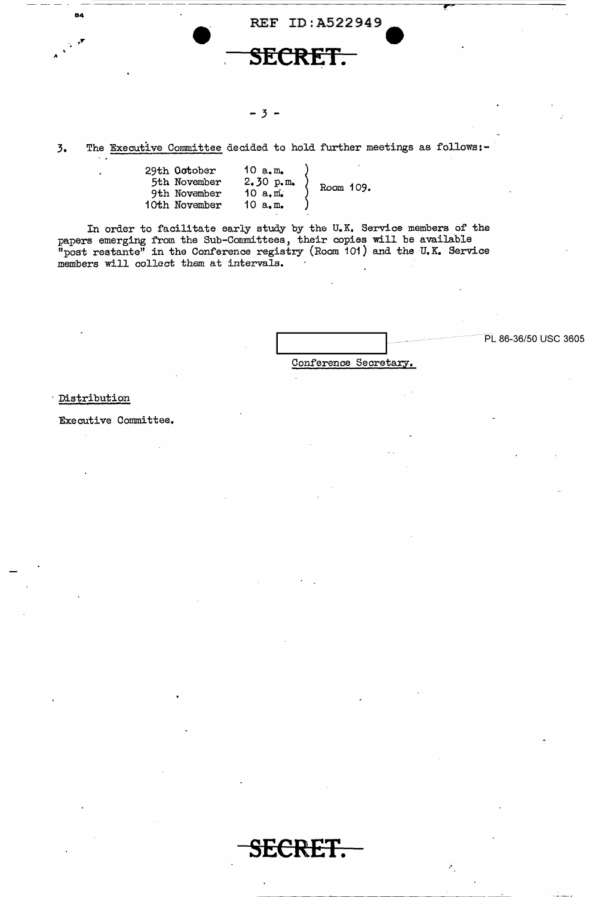**SECRET.**

3. The <u>Executive Committee</u> decided to hold further meetings as follows:-

| | | |
|---|---|---|
| 29th October | 10 a.m. | Room 109. |
| 5th November | 2.30 p.m. | |
| 9th November | 10 a.m. | |
| 10th November | 10 a.m. | |

In order to facilitate early study by the U.K. Service members of the papers emerging from the Sub-Committees, their copies will be available "post restante" in the Conference registry (Room 101) and the U.K. Service members will collect them at intervals.

PL 86-36/50 USC 3605

<u>Conference Secretary.</u>

<u>Distribution</u>

Executive Committee.

**SECRET.**